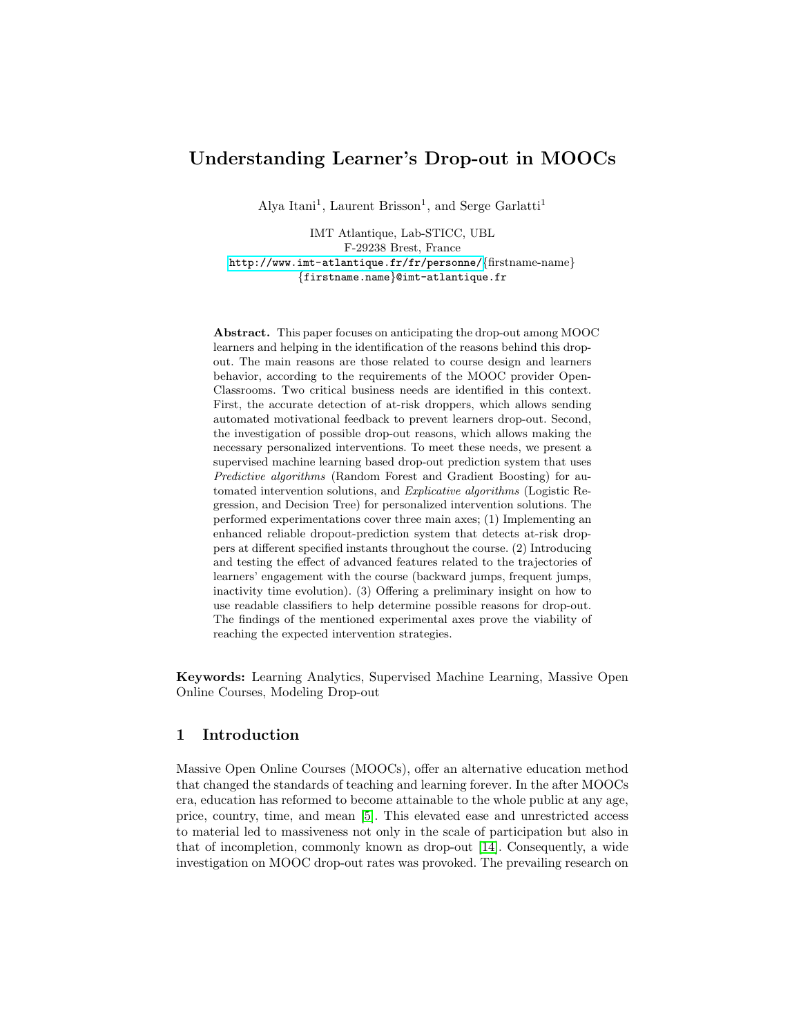# Understanding Learner's Drop-out in MOOCs

Alya Itani[1], Laurent Brisson[1], and Serge Garlatti[1]

IMT Atlantique, Lab-STICC, UBL
F-29238 Brest, France
http://www.imt-atlantique.fr/fr/personne/{firstname-name}
{firstname.name}@imt-atlantique.fr

**Abstract.** This paper focuses on anticipating the drop-out among MOOC learners and helping in the identification of the reasons behind this drop-out. The main reasons are those related to course design and learners behavior, according to the requirements of the MOOC provider OpenClassrooms. Two critical business needs are identified in this context. First, the accurate detection of at-risk droppers, which allows sending automated motivational feedback to prevent learners drop-out. Second, the investigation of possible drop-out reasons, which allows making the necessary personalized interventions. To meet these needs, we present a supervised machine learning based drop-out prediction system that uses *Predictive algorithms* (Random Forest and Gradient Boosting) for automated intervention solutions, and *Explicative algorithms* (Logistic Regression, and Decision Tree) for personalized intervention solutions. The performed experimentations cover three main axes; (1) Implementing an enhanced reliable dropout-prediction system that detects at-risk droppers at different specified instants throughout the course. (2) Introducing and testing the effect of advanced features related to the trajectories of learners' engagement with the course (backward jumps, frequent jumps, inactivity time evolution). (3) Offering a preliminary insight on how to use readable classifiers to help determine possible reasons for drop-out. The findings of the mentioned experimental axes prove the viability of reaching the expected intervention strategies.

**Keywords:** Learning Analytics, Supervised Machine Learning, Massive Open Online Courses, Modeling Drop-out

## 1 Introduction

Massive Open Online Courses (MOOCs), offer an alternative education method that changed the standards of teaching and learning forever. In the after MOOCs era, education has reformed to become attainable to the whole public at any age, price, country, time, and mean [5]. This elevated ease and unrestricted access to material led to massiveness not only in the scale of participation but also in that of incompletion, commonly known as drop-out [14]. Consequently, a wide investigation on MOOC drop-out rates was provoked. The prevailing research on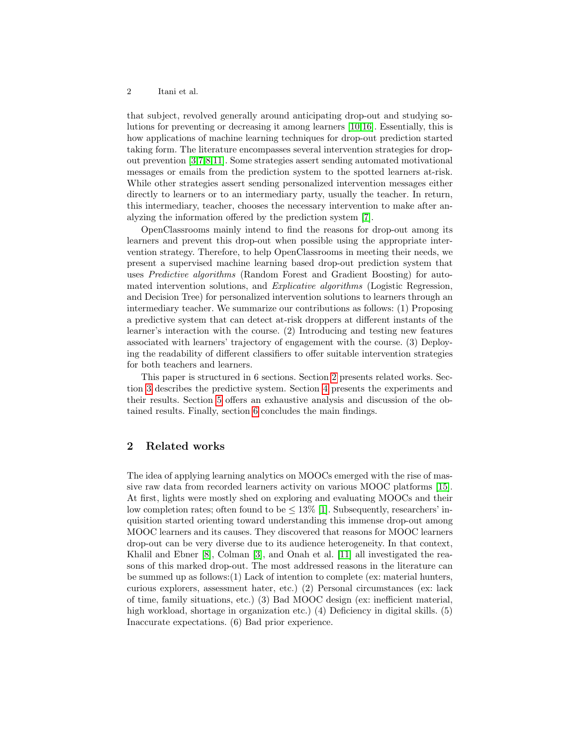that subject, revolved generally around anticipating drop-out and studying solutions for preventing or decreasing it among learners [10,16]. Essentially, this is how applications of machine learning techniques for drop-out prediction started taking form. The literature encompasses several intervention strategies for drop-out prevention [3,7,8,11]. Some strategies assert sending automated motivational messages or emails from the prediction system to the spotted learners at-risk. While other strategies assert sending personalized intervention messages either directly to learners or to an intermediary party, usually the teacher. In return, this intermediary, teacher, chooses the necessary intervention to make after analyzing the information offered by the prediction system [7].

OpenClassrooms mainly intend to find the reasons for drop-out among its learners and prevent this drop-out when possible using the appropriate intervention strategy. Therefore, to help OpenClassrooms in meeting their needs, we present a supervised machine learning based drop-out prediction system that uses *Predictive algorithms* (Random Forest and Gradient Boosting) for automated intervention solutions, and *Explicative algorithms* (Logistic Regression, and Decision Tree) for personalized intervention solutions to learners through an intermediary teacher. We summarize our contributions as follows: (1) Proposing a predictive system that can detect at-risk droppers at different instants of the learner's interaction with the course. (2) Introducing and testing new features associated with learners' trajectory of engagement with the course. (3) Deploying the readability of different classifiers to offer suitable intervention strategies for both teachers and learners.

This paper is structured in 6 sections. Section 2 presents related works. Section 3 describes the predictive system. Section 4 presents the experiments and their results. Section 5 offers an exhaustive analysis and discussion of the obtained results. Finally, section 6 concludes the main findings.

## 2 Related works

The idea of applying learning analytics on MOOCs emerged with the rise of massive raw data from recorded learners activity on various MOOC platforms [15]. At first, lights were mostly shed on exploring and evaluating MOOCs and their low completion rates; often found to be $\leq 13\%$ [1]. Subsequently, researchers' inquisition started orienting toward understanding this immense drop-out among MOOC learners and its causes. They discovered that reasons for MOOC learners drop-out can be very diverse due to its audience heterogeneity. In that context, Khalil and Ebner [8], Colman [3], and Onah et al. [11] all investigated the reasons of this marked drop-out. The most addressed reasons in the literature can be summed up as follows:(1) Lack of intention to complete (ex: material hunters, curious explorers, assessment hater, etc.) (2) Personal circumstances (ex: lack of time, family situations, etc.) (3) Bad MOOC design (ex: inefficient material, high workload, shortage in organization etc.) (4) Deficiency in digital skills. (5) Inaccurate expectations. (6) Bad prior experience.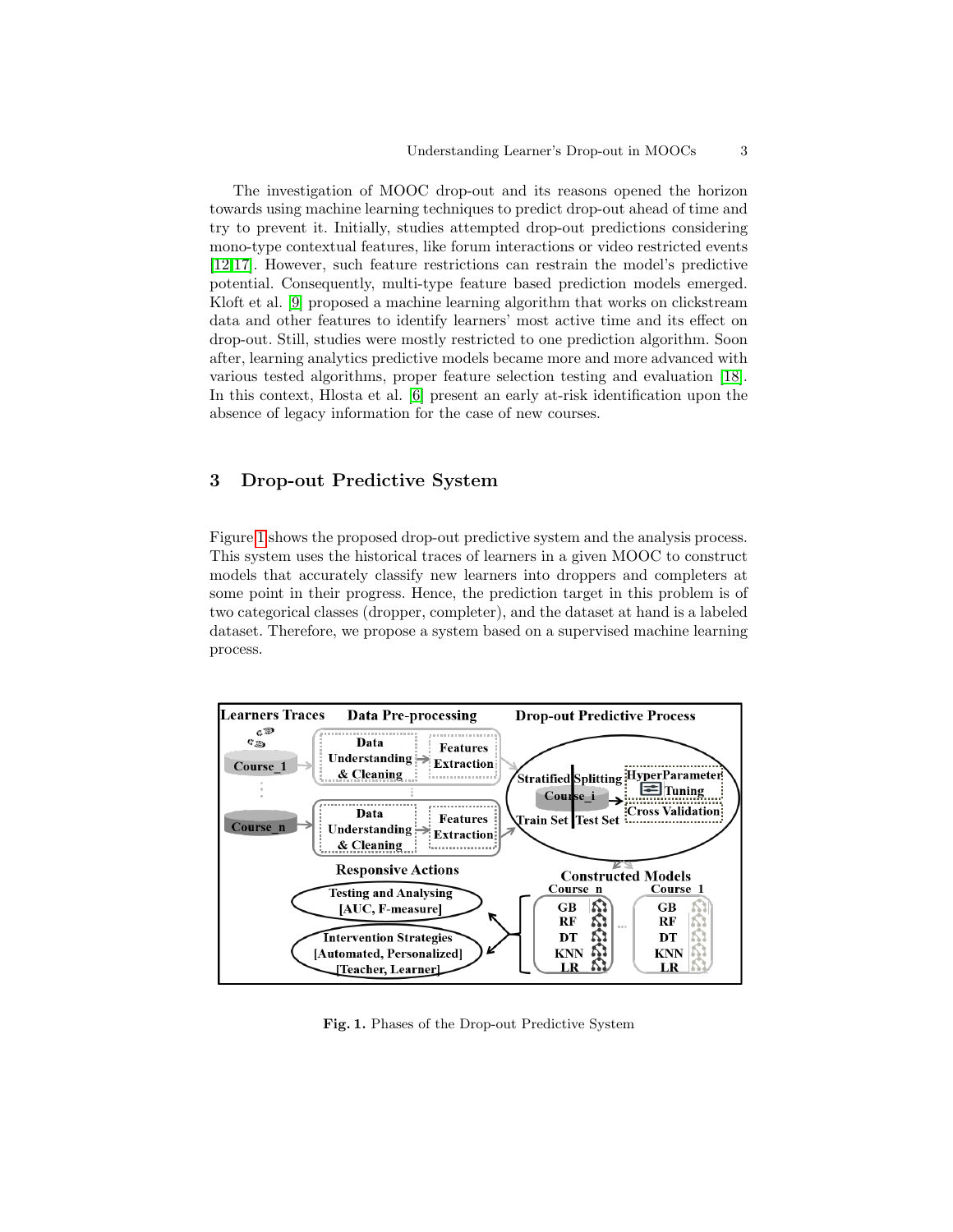The investigation of MOOC drop-out and its reasons opened the horizon towards using machine learning techniques to predict drop-out ahead of time and try to prevent it. Initially, studies attempted drop-out predictions considering mono-type contextual features, like forum interactions or video restricted events [12,17]. However, such feature restrictions can restrain the model's predictive potential. Consequently, multi-type feature based prediction models emerged. Kloft et al. [9] proposed a machine learning algorithm that works on clickstream data and other features to identify learners' most active time and its effect on drop-out. Still, studies were mostly restricted to one prediction algorithm. Soon after, learning analytics predictive models became more and more advanced with various tested algorithms, proper feature selection testing and evaluation [18]. In this context, Hlosta et al. [6] present an early at-risk identification upon the absence of legacy information for the case of new courses.

## 3 Drop-out Predictive System

Figure 1 shows the proposed drop-out predictive system and the analysis process. This system uses the historical traces of learners in a given MOOC to construct models that accurately classify new learners into droppers and completers at some point in their progress. Hence, the prediction target in this problem is of two categorical classes (dropper, completer), and the dataset at hand is a labeled dataset. Therefore, we propose a system based on a supervised machine learning process.

**Fig. 1.** Phases of the Drop-out Predictive System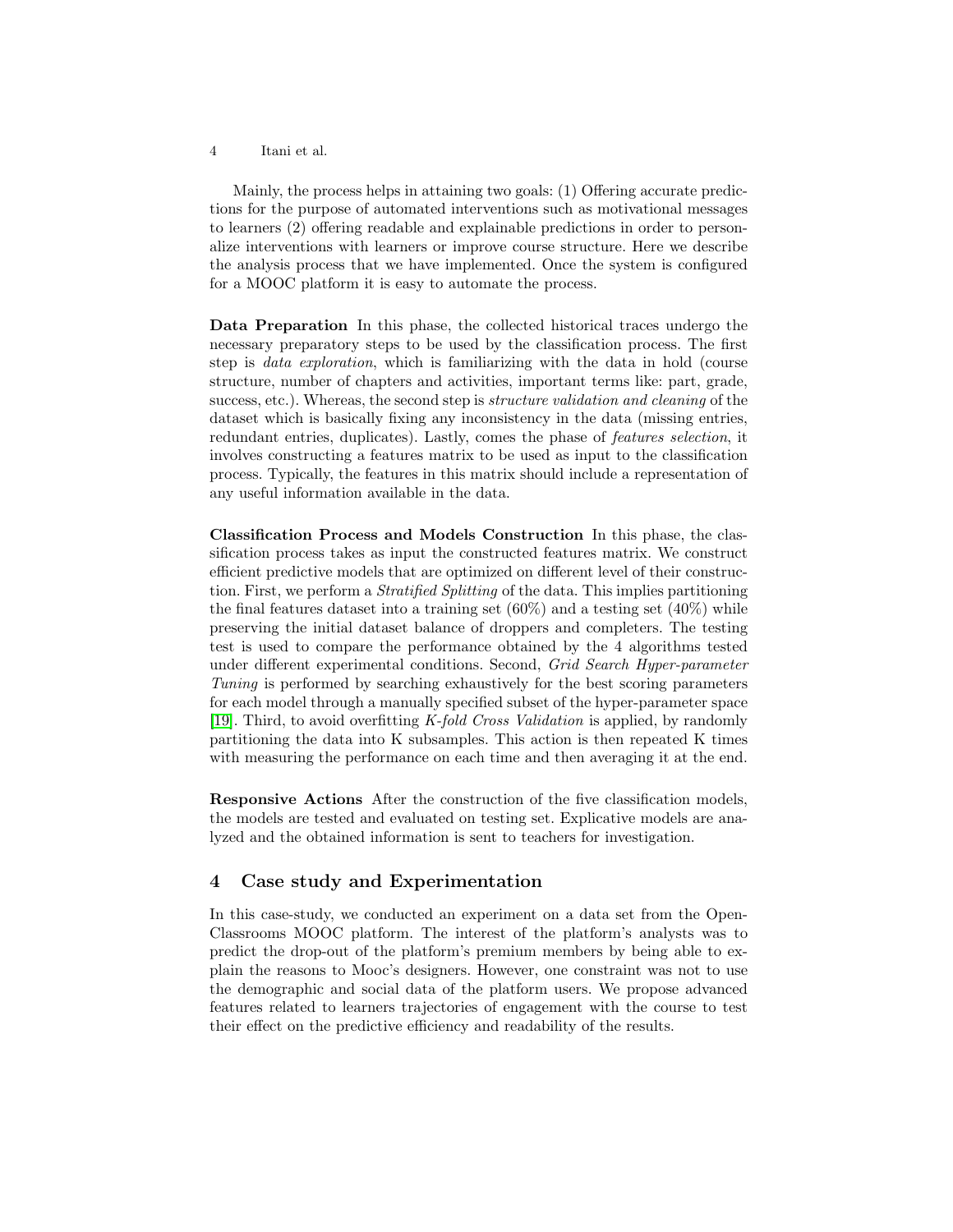Mainly, the process helps in attaining two goals: (1) Offering accurate predictions for the purpose of automated interventions such as motivational messages to learners (2) offering readable and explainable predictions in order to personalize interventions with learners or improve course structure. Here we describe the analysis process that we have implemented. Once the system is configured for a MOOC platform it is easy to automate the process.

**Data Preparation** In this phase, the collected historical traces undergo the necessary preparatory steps to be used by the classification process. The first step is *data exploration*, which is familiarizing with the data in hold (course structure, number of chapters and activities, important terms like: part, grade, success, etc.). Whereas, the second step is *structure validation and cleaning* of the dataset which is basically fixing any inconsistency in the data (missing entries, redundant entries, duplicates). Lastly, comes the phase of *features selection*, it involves constructing a features matrix to be used as input to the classification process. Typically, the features in this matrix should include a representation of any useful information available in the data.

**Classification Process and Models Construction** In this phase, the classification process takes as input the constructed features matrix. We construct efficient predictive models that are optimized on different level of their construction. First, we perform a *Stratified Splitting* of the data. This implies partitioning the final features dataset into a training set (60%) and a testing set (40%) while preserving the initial dataset balance of droppers and completers. The testing test is used to compare the performance obtained by the 4 algorithms tested under different experimental conditions. Second, *Grid Search Hyper-parameter Tuning* is performed by searching exhaustively for the best scoring parameters for each model through a manually specified subset of the hyper-parameter space [19]. Third, to avoid overfitting *K-fold Cross Validation* is applied, by randomly partitioning the data into K subsamples. This action is then repeated K times with measuring the performance on each time and then averaging it at the end.

**Responsive Actions** After the construction of the five classification models, the models are tested and evaluated on testing set. Explicative models are analyzed and the obtained information is sent to teachers for investigation.

## 4 Case study and Experimentation

In this case-study, we conducted an experiment on a data set from the OpenClassrooms MOOC platform. The interest of the platform's analysts was to predict the drop-out of the platform's premium members by being able to explain the reasons to Mooc's designers. However, one constraint was not to use the demographic and social data of the platform users. We propose advanced features related to learners trajectories of engagement with the course to test their effect on the predictive efficiency and readability of the results.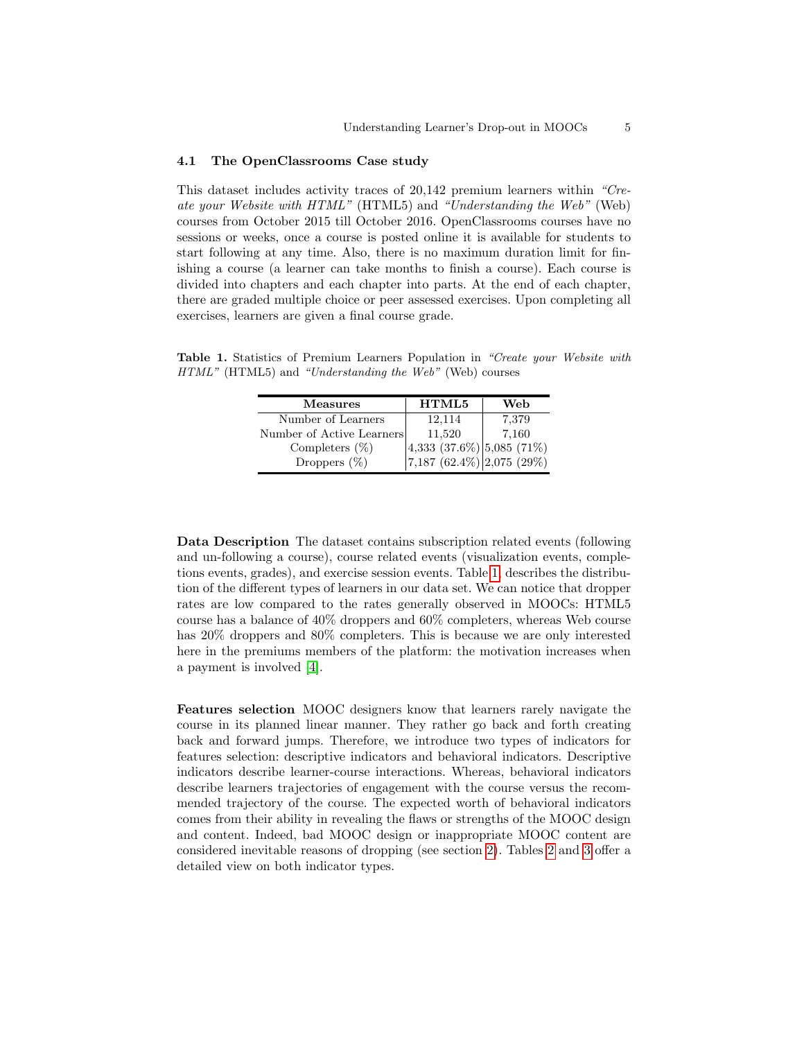### 4.1 The OpenClassrooms Case study

This dataset includes activity traces of 20,142 premium learners within *"Create your Website with HTML"* (HTML5) and *"Understanding the Web"* (Web) courses from October 2015 till October 2016. OpenClassrooms courses have no sessions or weeks, once a course is posted online it is available for students to start following at any time. Also, there is no maximum duration limit for finishing a course (a learner can take months to finish a course). Each course is divided into chapters and each chapter into parts. At the end of each chapter, there are graded multiple choice or peer assessed exercises. Upon completing all exercises, learners are given a final course grade.

**Table 1.** Statistics of Premium Learners Population in *"Create your Website with HTML"* (HTML5) and *"Understanding the Web"* (Web) courses

| Measures | HTML5 | Web |
|---|---|---|
| Number of Learners | 12,114 | 7,379 |
| Number of Active Learners | 11,520 | 7,160 |
| Completers (%) | 4,333 (37.6%) | 5,085 (71%) |
| Droppers (%) | 7,187 (62.4%) | 2,075 (29%) |

**Data Description** The dataset contains subscription related events (following and un-following a course), course related events (visualization events, completions events, grades), and exercise session events. Table 1 describes the distribution of the different types of learners in our data set. We can notice that dropper rates are low compared to the rates generally observed in MOOCs: HTML5 course has a balance of 40% droppers and 60% completers, whereas Web course has 20% droppers and 80% completers. This is because we are only interested here in the premiums members of the platform: the motivation increases when a payment is involved [4].

**Features selection** MOOC designers know that learners rarely navigate the course in its planned linear manner. They rather go back and forth creating back and forward jumps. Therefore, we introduce two types of indicators for features selection: descriptive indicators and behavioral indicators. Descriptive indicators describe learner-course interactions. Whereas, behavioral indicators describe learners trajectories of engagement with the course versus the recommended trajectory of the course. The expected worth of behavioral indicators comes from their ability in revealing the flaws or strengths of the MOOC design and content. Indeed, bad MOOC design or inappropriate MOOC content are considered inevitable reasons of dropping (see section 2). Tables 2 and 3 offer a detailed view on both indicator types.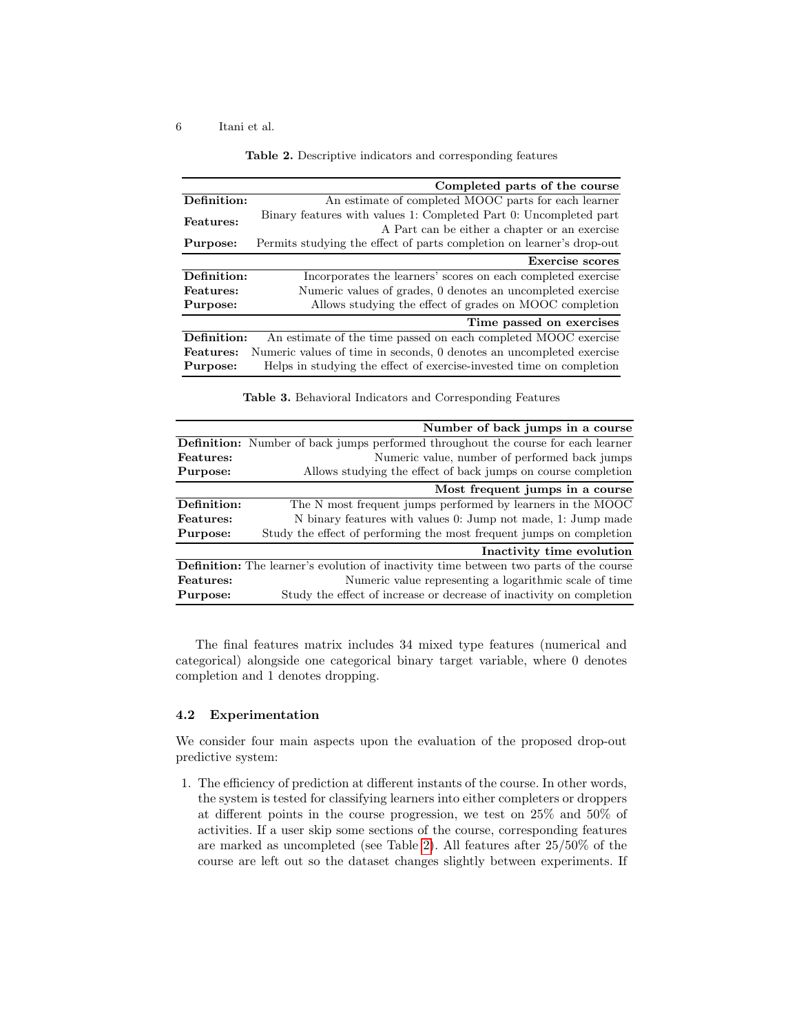**Table 2.** Descriptive indicators and corresponding features

| | Completed parts of the course |
|---|---|
| **Definition:** | An estimate of completed MOOC parts for each learner |
| **Features:** | Binary features with values 1: Completed Part 0: Uncompleted part A Part can be either a chapter or an exercise |
| **Purpose:** | Permits studying the effect of parts completion on learner's drop-out |
| | **Exercise scores** |
| **Definition:** | Incorporates the learners' scores on each completed exercise |
| **Features:** | Numeric values of grades, 0 denotes an uncompleted exercise |
| **Purpose:** | Allows studying the effect of grades on MOOC completion |
| | **Time passed on exercises** |
| **Definition:** | An estimate of the time passed on each completed MOOC exercise |
| **Features:** | Numeric values of time in seconds, 0 denotes an uncompleted exercise |
| **Purpose:** | Helps in studying the effect of exercise-invested time on completion |

**Table 3.** Behavioral Indicators and Corresponding Features

| | Number of back jumps in a course |
|---|---|
| **Definition:** | Number of back jumps performed throughout the course for each learner |
| **Features:** | Numeric value, number of performed back jumps |
| **Purpose:** | Allows studying the effect of back jumps on course completion |
| | **Most frequent jumps in a course** |
| **Definition:** | The N most frequent jumps performed by learners in the MOOC |
| **Features:** | N binary features with values 0: Jump not made, 1: Jump made |
| **Purpose:** | Study the effect of performing the most frequent jumps on completion |
| | **Inactivity time evolution** |
| **Definition:** | The learner's evolution of inactivity time between two parts of the course |
| **Features:** | Numeric value representing a logarithmic scale of time |
| **Purpose:** | Study the effect of increase or decrease of inactivity on completion |

The final features matrix includes 34 mixed type features (numerical and categorical) alongside one categorical binary target variable, where 0 denotes completion and 1 denotes dropping.

### 4.2 Experimentation

We consider four main aspects upon the evaluation of the proposed drop-out predictive system:

1. The efficiency of prediction at different instants of the course. In other words, the system is tested for classifying learners into either completers or droppers at different points in the course progression, we test on 25% and 50% of activities. If a user skip some sections of the course, corresponding features are marked as uncompleted (see Table 2). All features after 25/50% of the course are left out so the dataset changes slightly between experiments. If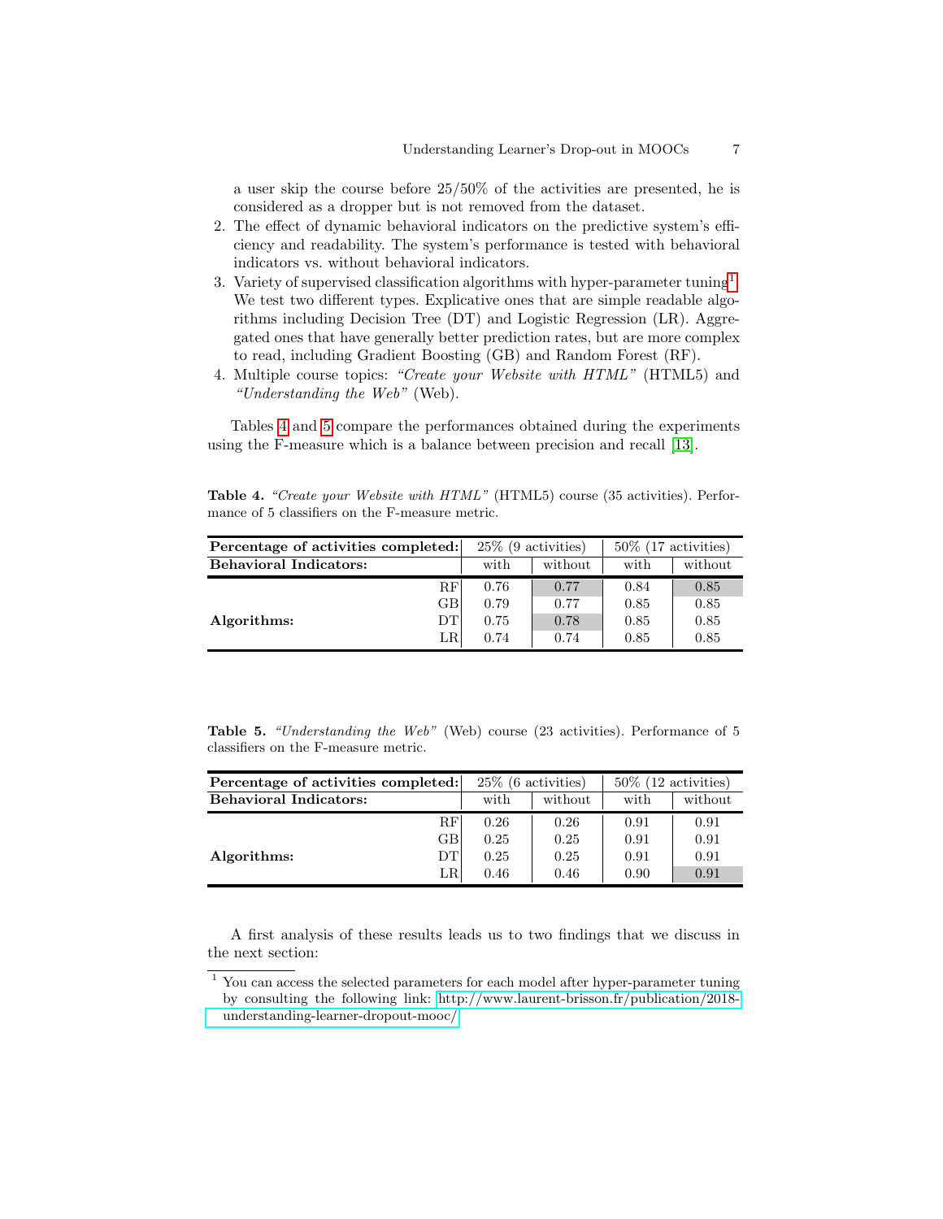a user skip the course before 25/50% of the activities are presented, he is considered as a dropper but is not removed from the dataset.

2. The effect of dynamic behavioral indicators on the predictive system's efficiency and readability. The system's performance is tested with behavioral indicators vs. without behavioral indicators.
3. Variety of supervised classification algorithms with hyper-parameter tuning[1]. We test two different types. Explicative ones that are simple readable algorithms including Decision Tree (DT) and Logistic Regression (LR). Aggregated ones that have generally better prediction rates, but are more complex to read, including Gradient Boosting (GB) and Random Forest (RF).
4. Multiple course topics: *"Create your Website with HTML"* (HTML5) and *"Understanding the Web"* (Web).

Tables 4 and 5 compare the performances obtained during the experiments using the F-measure which is a balance between precision and recall [13].

**Table 4.** *"Create your Website with HTML"* (HTML5) course (35 activities). Performance of 5 classifiers on the F-measure metric.

| **Percentage of activities completed:** | | 25% (9 activities) | | 50% (17 activities) | |
|---|---|---|---|---|---|
| **Behavioral Indicators:** | | with | without | with | without |
| **Algorithms:** | RF | 0.76 | 0.77 | 0.84 | 0.85 |
| | GB | 0.79 | 0.77 | 0.85 | 0.85 |
| | DT | 0.75 | 0.78 | 0.85 | 0.85 |
| | LR | 0.74 | 0.74 | 0.85 | 0.85 |

**Table 5.** *"Understanding the Web"* (Web) course (23 activities). Performance of 5 classifiers on the F-measure metric.

| **Percentage of activities completed:** | | 25% (6 activities) | | 50% (12 activities) | |
|---|---|---|---|---|---|
| **Behavioral Indicators:** | | with | without | with | without |
| **Algorithms:** | RF | 0.26 | 0.26 | 0.91 | 0.91 |
| | GB | 0.25 | 0.25 | 0.91 | 0.91 |
| | DT | 0.25 | 0.25 | 0.91 | 0.91 |
| | LR | 0.46 | 0.46 | 0.90 | 0.91 |

A first analysis of these results leads us to two findings that we discuss in the next section:

[1] You can access the selected parameters for each model after hyper-parameter tuning by consulting the following link: http://www.laurent-brisson.fr/publication/2018-understanding-learner-dropout-mooc/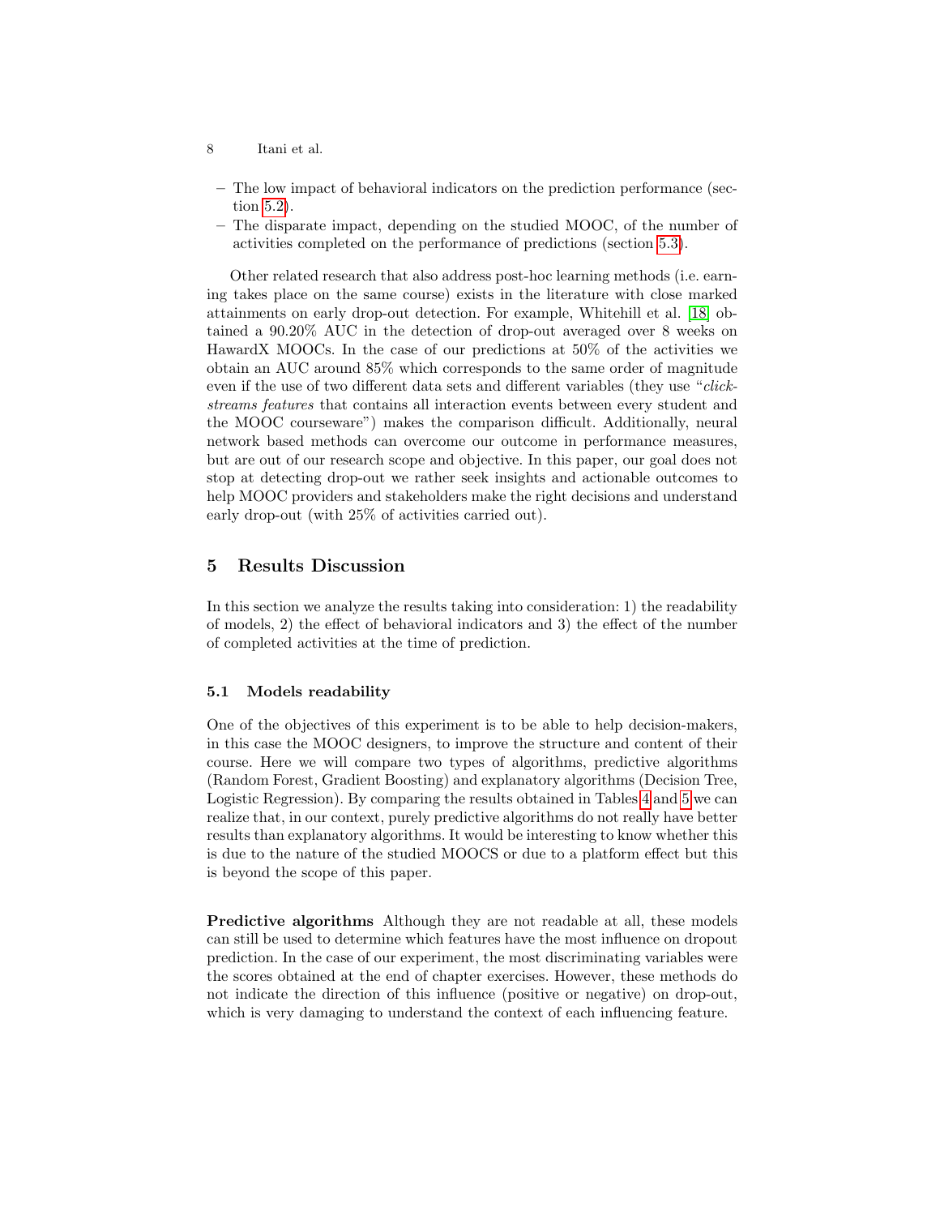– The low impact of behavioral indicators on the prediction performance (section 5.2).
– The disparate impact, depending on the studied MOOC, of the number of activities completed on the performance of predictions (section 5.3).

Other related research that also address post-hoc learning methods (i.e. earning takes place on the same course) exists in the literature with close marked attainments on early drop-out detection. For example, Whitehill et al. [18] obtained a 90.20% AUC in the detection of drop-out averaged over 8 weeks on HawardX MOOCs. In the case of our predictions at 50% of the activities we obtain an AUC around 85% which corresponds to the same order of magnitude even if the use of two different data sets and different variables (they use "*click-streams features* that contains all interaction events between every student and the MOOC courseware") makes the comparison difficult. Additionally, neural network based methods can overcome our outcome in performance measures, but are out of our research scope and objective. In this paper, our goal does not stop at detecting drop-out we rather seek insights and actionable outcomes to help MOOC providers and stakeholders make the right decisions and understand early drop-out (with 25% of activities carried out).

## 5 Results Discussion

In this section we analyze the results taking into consideration: 1) the readability of models, 2) the effect of behavioral indicators and 3) the effect of the number of completed activities at the time of prediction.

### 5.1 Models readability

One of the objectives of this experiment is to be able to help decision-makers, in this case the MOOC designers, to improve the structure and content of their course. Here we will compare two types of algorithms, predictive algorithms (Random Forest, Gradient Boosting) and explanatory algorithms (Decision Tree, Logistic Regression). By comparing the results obtained in Tables 4 and 5 we can realize that, in our context, purely predictive algorithms do not really have better results than explanatory algorithms. It would be interesting to know whether this is due to the nature of the studied MOOCS or due to a platform effect but this is beyond the scope of this paper.

**Predictive algorithms** Although they are not readable at all, these models can still be used to determine which features have the most influence on dropout prediction. In the case of our experiment, the most discriminating variables were the scores obtained at the end of chapter exercises. However, these methods do not indicate the direction of this influence (positive or negative) on drop-out, which is very damaging to understand the context of each influencing feature.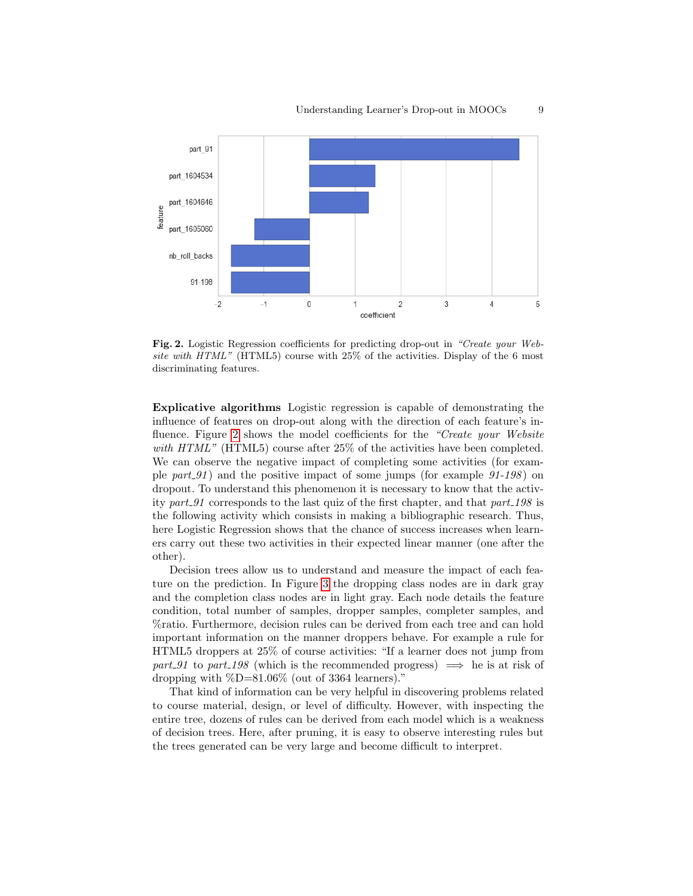Fig. 2. Logistic Regression coefficients for predicting drop-out in *"Create your Website with HTML"* (HTML5) course with 25% of the activities. Display of the 6 most discriminating features.

**Explicative algorithms** Logistic regression is capable of demonstrating the influence of features on drop-out along with the direction of each feature's influence. Figure 2 shows the model coefficients for the *"Create your Website with HTML"* (HTML5) course after 25% of the activities have been completed. We can observe the negative impact of completing some activities (for example *part_91*) and the positive impact of some jumps (for example *91-198*) on dropout. To understand this phenomenon it is necessary to know that the activity *part_91* corresponds to the last quiz of the first chapter, and that *part_198* is the following activity which consists in making a bibliographic research. Thus, here Logistic Regression shows that the chance of success increases when learners carry out these two activities in their expected linear manner (one after the other).

Decision trees allow us to understand and measure the impact of each feature on the prediction. In Figure 3 the dropping class nodes are in dark gray and the completion class nodes are in light gray. Each node details the feature condition, total number of samples, dropper samples, completer samples, and %ratio. Furthermore, decision rules can be derived from each tree and can hold important information on the manner droppers behave. For example a rule for HTML5 droppers at 25% of course activities: "If a learner does not jump from *part_91* to *part_198* (which is the recommended progress) $\Longrightarrow$ he is at risk of dropping with %D=81.06% (out of 3364 learners)."

That kind of information can be very helpful in discovering problems related to course material, design, or level of difficulty. However, with inspecting the entire tree, dozens of rules can be derived from each model which is a weakness of decision trees. Here, after pruning, it is easy to observe interesting rules but the trees generated can be very large and become difficult to interpret.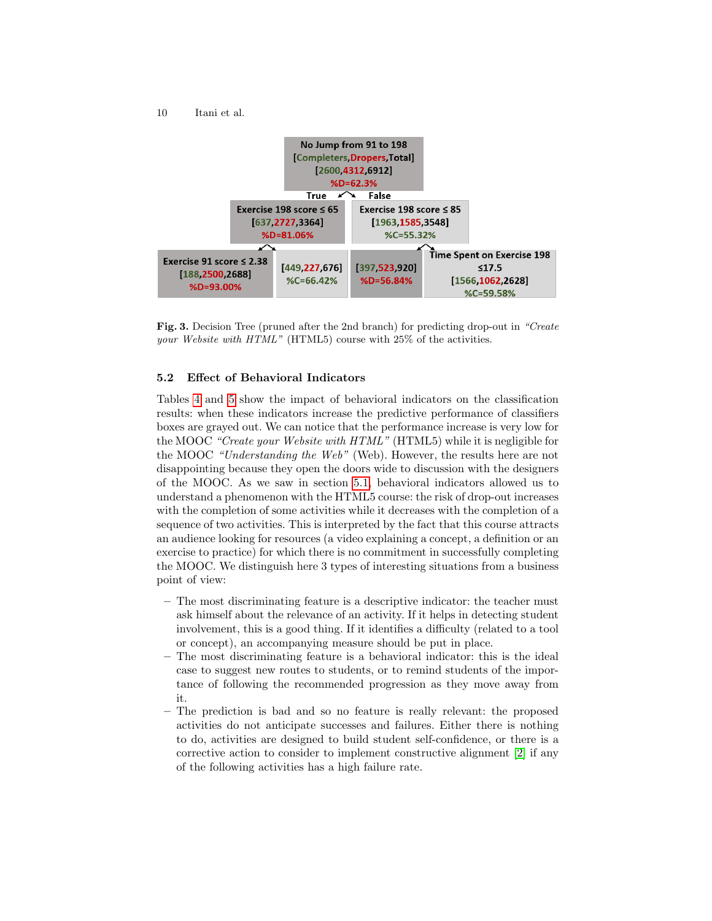No Jump from 91 to 198
[Completers,Dropers,Total]
[2600,4312,6912]
%D=62.3%

True / False

Exercise 198 score ≤ 65
[637,2727,3364]
%D=81.06%

Exercise 198 score ≤ 85
[1963,1585,3548]
%C=55.32%

Exercise 91 score ≤ 2.38
[188,2500,2688]
%D=93.00%

[449,227,676]
%C=66.42%

[397,523,920]
%D=56.84%

Time Spent on Exercise 198 ≤17.5
[1566,1062,2628]
%C=59.58%

**Fig. 3.** Decision Tree (pruned after the 2nd branch) for predicting drop-out in *"Create your Website with HTML"* (HTML5) course with 25% of the activities.

### 5.2 Effect of Behavioral Indicators

Tables 4 and 5 show the impact of behavioral indicators on the classification results: when these indicators increase the predictive performance of classifiers boxes are grayed out. We can notice that the performance increase is very low for the MOOC *"Create your Website with HTML"* (HTML5) while it is negligible for the MOOC *"Understanding the Web"* (Web). However, the results here are not disappointing because they open the doors wide to discussion with the designers of the MOOC. As we saw in section 5.1, behavioral indicators allowed us to understand a phenomenon with the HTML5 course: the risk of drop-out increases with the completion of some activities while it decreases with the completion of a sequence of two activities. This is interpreted by the fact that this course attracts an audience looking for resources (a video explaining a concept, a definition or an exercise to practice) for which there is no commitment in successfully completing the MOOC. We distinguish here 3 types of interesting situations from a business point of view:

- The most discriminating feature is a descriptive indicator: the teacher must ask himself about the relevance of an activity. If it helps in detecting student involvement, this is a good thing. If it identifies a difficulty (related to a tool or concept), an accompanying measure should be put in place.
- The most discriminating feature is a behavioral indicator: this is the ideal case to suggest new routes to students, or to remind students of the importance of following the recommended progression as they move away from it.
- The prediction is bad and so no feature is really relevant: the proposed activities do not anticipate successes and failures. Either there is nothing to do, activities are designed to build student self-confidence, or there is a corrective action to consider to implement constructive alignment [2] if any of the following activities has a high failure rate.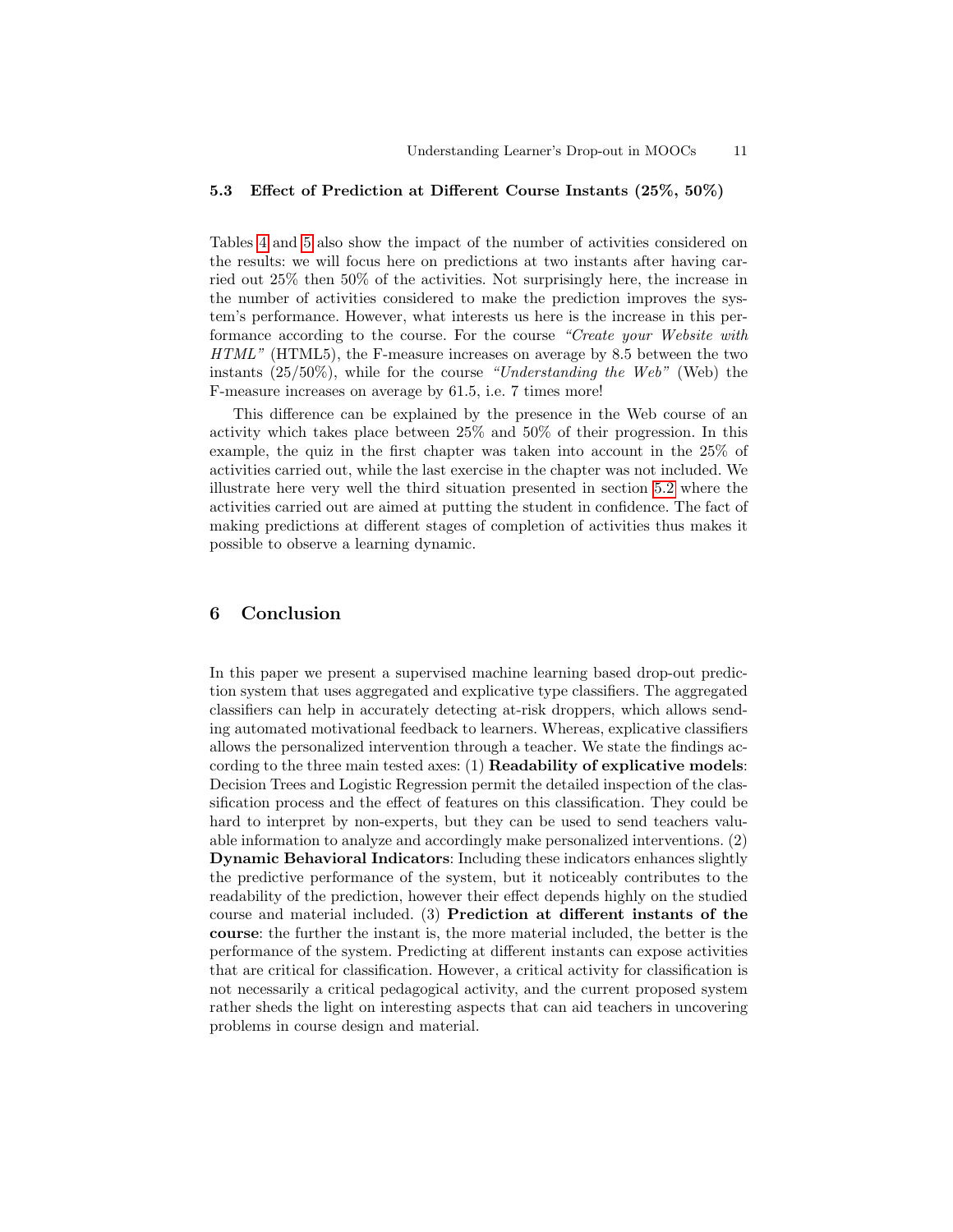### 5.3 Effect of Prediction at Different Course Instants (25%, 50%)

Tables 4 and 5 also show the impact of the number of activities considered on the results: we will focus here on predictions at two instants after having carried out 25% then 50% of the activities. Not surprisingly here, the increase in the number of activities considered to make the prediction improves the system's performance. However, what interests us here is the increase in this performance according to the course. For the course *"Create your Website with HTML"* (HTML5), the F-measure increases on average by 8.5 between the two instants (25/50%), while for the course *"Understanding the Web"* (Web) the F-measure increases on average by 61.5, i.e. 7 times more!

This difference can be explained by the presence in the Web course of an activity which takes place between 25% and 50% of their progression. In this example, the quiz in the first chapter was taken into account in the 25% of activities carried out, while the last exercise in the chapter was not included. We illustrate here very well the third situation presented in section 5.2 where the activities carried out are aimed at putting the student in confidence. The fact of making predictions at different stages of completion of activities thus makes it possible to observe a learning dynamic.

## 6 Conclusion

In this paper we present a supervised machine learning based drop-out prediction system that uses aggregated and explicative type classifiers. The aggregated classifiers can help in accurately detecting at-risk droppers, which allows sending automated motivational feedback to learners. Whereas, explicative classifiers allows the personalized intervention through a teacher. We state the findings according to the three main tested axes: (1) **Readability of explicative models**: Decision Trees and Logistic Regression permit the detailed inspection of the classification process and the effect of features on this classification. They could be hard to interpret by non-experts, but they can be used to send teachers valuable information to analyze and accordingly make personalized interventions. (2) **Dynamic Behavioral Indicators**: Including these indicators enhances slightly the predictive performance of the system, but it noticeably contributes to the readability of the prediction, however their effect depends highly on the studied course and material included. (3) **Prediction at different instants of the course**: the further the instant is, the more material included, the better is the performance of the system. Predicting at different instants can expose activities that are critical for classification. However, a critical activity for classification is not necessarily a critical pedagogical activity, and the current proposed system rather sheds the light on interesting aspects that can aid teachers in uncovering problems in course design and material.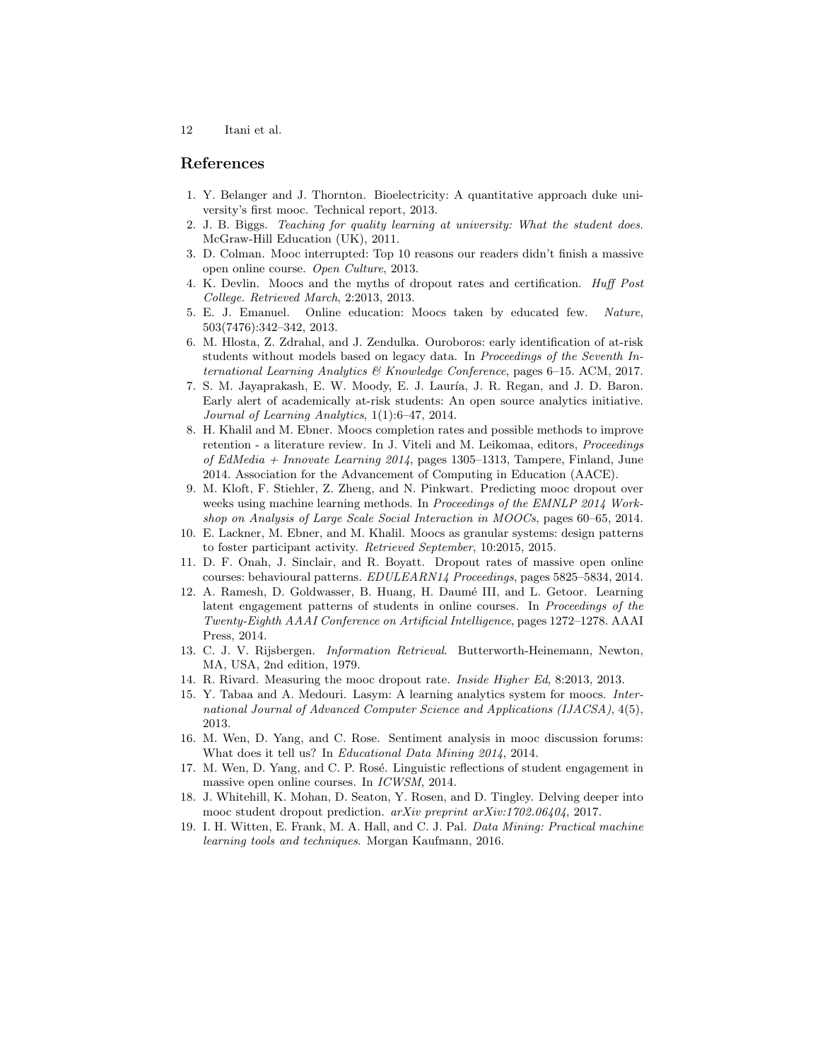## References

1. Y. Belanger and J. Thornton. Bioelectricity: A quantitative approach duke university's first mooc. Technical report, 2013.
2. J. B. Biggs. *Teaching for quality learning at university: What the student does*. McGraw-Hill Education (UK), 2011.
3. D. Colman. Mooc interrupted: Top 10 reasons our readers didn't finish a massive open online course. *Open Culture*, 2013.
4. K. Devlin. Moocs and the myths of dropout rates and certification. *Huff Post College. Retrieved March*, 2:2013, 2013.
5. E. J. Emanuel. Online education: Moocs taken by educated few. *Nature*, 503(7476):342–342, 2013.
6. M. Hlosta, Z. Zdrahal, and J. Zendulka. Ouroboros: early identification of at-risk students without models based on legacy data. In *Proceedings of the Seventh International Learning Analytics & Knowledge Conference*, pages 6–15. ACM, 2017.
7. S. M. Jayaprakash, E. W. Moody, E. J. Lauría, J. R. Regan, and J. D. Baron. Early alert of academically at-risk students: An open source analytics initiative. *Journal of Learning Analytics*, 1(1):6–47, 2014.
8. H. Khalil and M. Ebner. Moocs completion rates and possible methods to improve retention - a literature review. In J. Viteli and M. Leikomaa, editors, *Proceedings of EdMedia + Innovate Learning 2014*, pages 1305–1313, Tampere, Finland, June 2014. Association for the Advancement of Computing in Education (AACE).
9. M. Kloft, F. Stiehler, Z. Zheng, and N. Pinkwart. Predicting mooc dropout over weeks using machine learning methods. In *Proceedings of the EMNLP 2014 Workshop on Analysis of Large Scale Social Interaction in MOOCs*, pages 60–65, 2014.
10. E. Lackner, M. Ebner, and M. Khalil. Moocs as granular systems: design patterns to foster participant activity. *Retrieved September*, 10:2015, 2015.
11. D. F. Onah, J. Sinclair, and R. Boyatt. Dropout rates of massive open online courses: behavioural patterns. *EDULEARN14 Proceedings*, pages 5825–5834, 2014.
12. A. Ramesh, D. Goldwasser, B. Huang, H. Daumé III, and L. Getoor. Learning latent engagement patterns of students in online courses. In *Proceedings of the Twenty-Eighth AAAI Conference on Artificial Intelligence*, pages 1272–1278. AAAI Press, 2014.
13. C. J. V. Rijsbergen. *Information Retrieval*. Butterworth-Heinemann, Newton, MA, USA, 2nd edition, 1979.
14. R. Rivard. Measuring the mooc dropout rate. *Inside Higher Ed*, 8:2013, 2013.
15. Y. Tabaa and A. Medouri. Lasym: A learning analytics system for moocs. *International Journal of Advanced Computer Science and Applications (IJACSA)*, 4(5), 2013.
16. M. Wen, D. Yang, and C. Rose. Sentiment analysis in mooc discussion forums: What does it tell us? In *Educational Data Mining 2014*, 2014.
17. M. Wen, D. Yang, and C. P. Rosé. Linguistic reflections of student engagement in massive open online courses. In *ICWSM*, 2014.
18. J. Whitehill, K. Mohan, D. Seaton, Y. Rosen, and D. Tingley. Delving deeper into mooc student dropout prediction. *arXiv preprint arXiv:1702.06404*, 2017.
19. I. H. Witten, E. Frank, M. A. Hall, and C. J. Pal. *Data Mining: Practical machine learning tools and techniques*. Morgan Kaufmann, 2016.